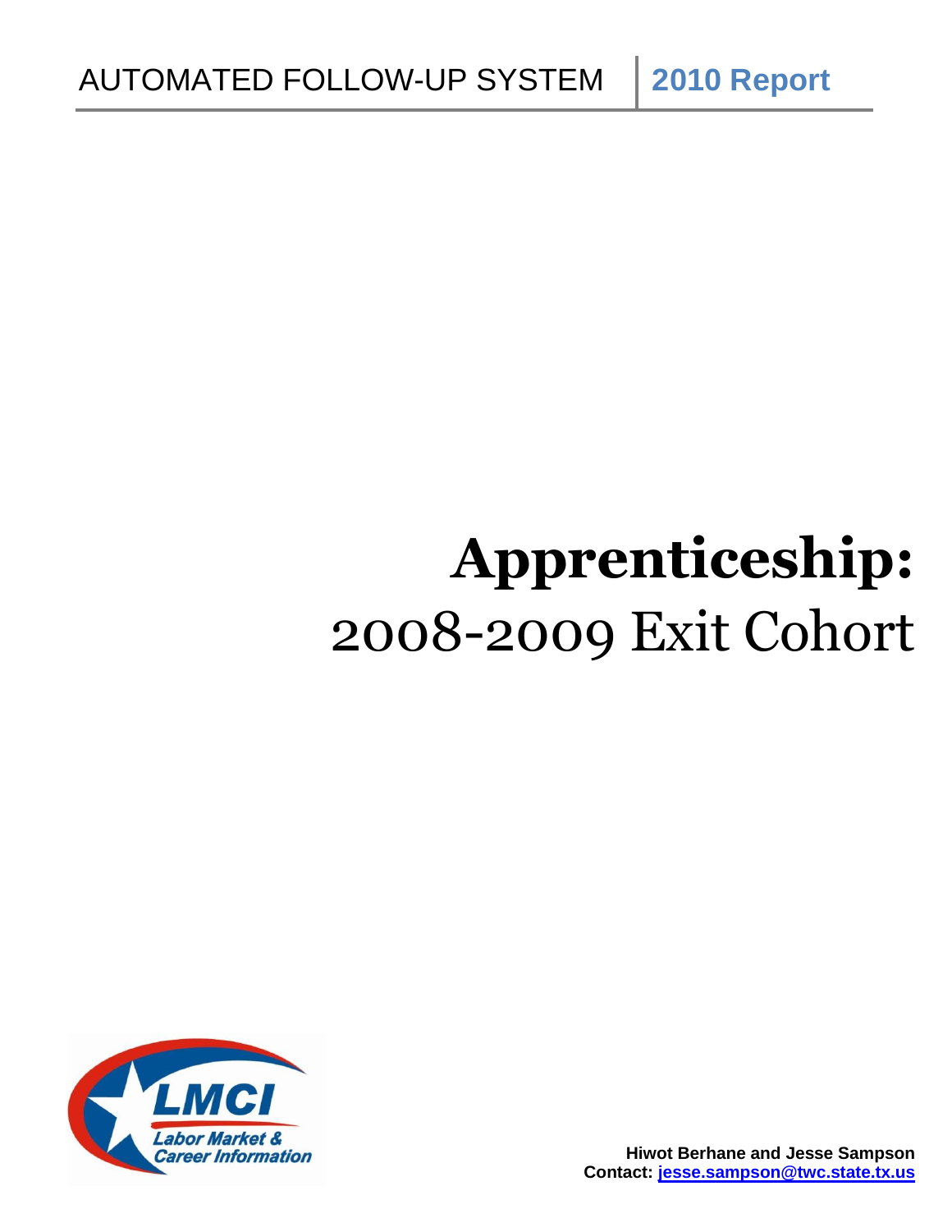AUTOMATED FOLLOW-UP SYSTEM | **2010 Report**

# **Apprenticeship:**
# 2008-2009 Exit Cohort

**Hiwot Berhane and Jesse Sampson**
**Contact: jesse.sampson@twc.state.tx.us**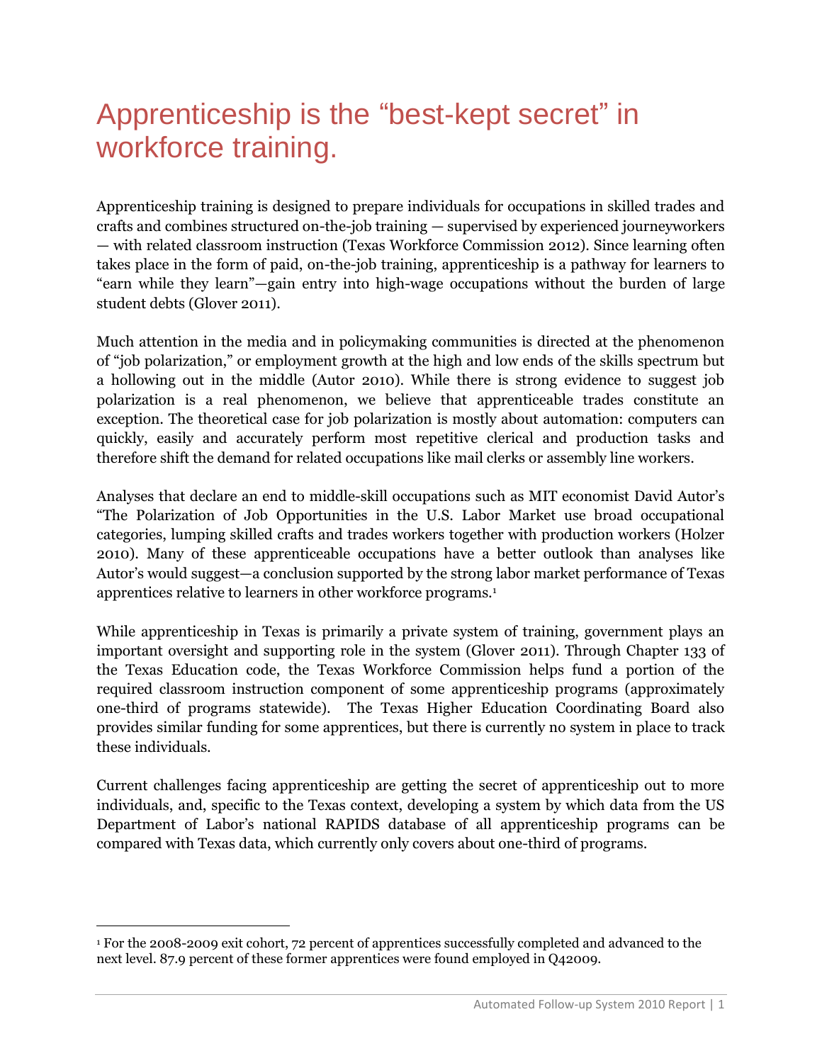# Apprenticeship is the "best-kept secret" in workforce training.

Apprenticeship training is designed to prepare individuals for occupations in skilled trades and crafts and combines structured on-the-job training — supervised by experienced journeyworkers — with related classroom instruction (Texas Workforce Commission 2012). Since learning often takes place in the form of paid, on-the-job training, apprenticeship is a pathway for learners to "earn while they learn"—gain entry into high-wage occupations without the burden of large student debts (Glover 2011).

Much attention in the media and in policymaking communities is directed at the phenomenon of "job polarization," or employment growth at the high and low ends of the skills spectrum but a hollowing out in the middle (Autor 2010). While there is strong evidence to suggest job polarization is a real phenomenon, we believe that apprenticeable trades constitute an exception. The theoretical case for job polarization is mostly about automation: computers can quickly, easily and accurately perform most repetitive clerical and production tasks and therefore shift the demand for related occupations like mail clerks or assembly line workers.

Analyses that declare an end to middle-skill occupations such as MIT economist David Autor's "The Polarization of Job Opportunities in the U.S. Labor Market use broad occupational categories, lumping skilled crafts and trades workers together with production workers (Holzer 2010). Many of these apprenticeable occupations have a better outlook than analyses like Autor's would suggest—a conclusion supported by the strong labor market performance of Texas apprentices relative to learners in other workforce programs.[1]

While apprenticeship in Texas is primarily a private system of training, government plays an important oversight and supporting role in the system (Glover 2011). Through Chapter 133 of the Texas Education code, the Texas Workforce Commission helps fund a portion of the required classroom instruction component of some apprenticeship programs (approximately one-third of programs statewide). The Texas Higher Education Coordinating Board also provides similar funding for some apprentices, but there is currently no system in place to track these individuals.

Current challenges facing apprenticeship are getting the secret of apprenticeship out to more individuals, and, specific to the Texas context, developing a system by which data from the US Department of Labor's national RAPIDS database of all apprenticeship programs can be compared with Texas data, which currently only covers about one-third of programs.

---

[1] For the 2008-2009 exit cohort, 72 percent of apprentices successfully completed and advanced to the next level. 87.9 percent of these former apprentices were found employed in Q42009.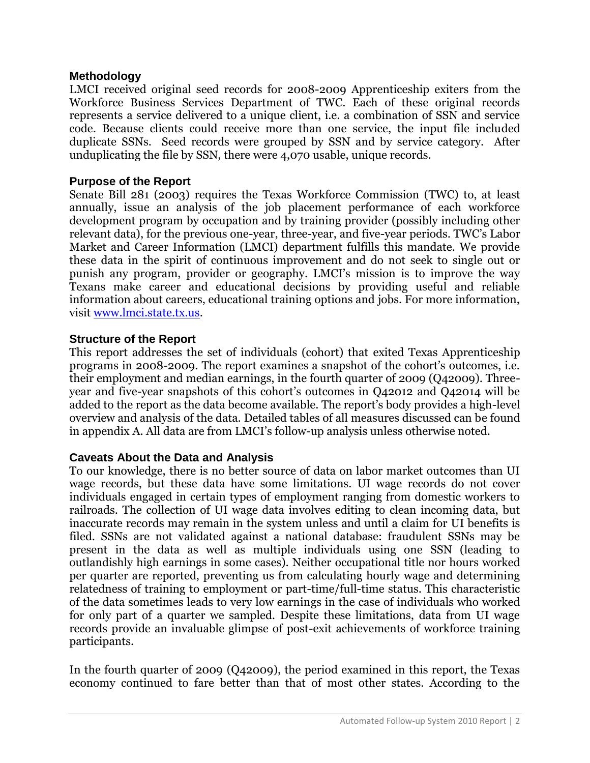## Methodology

LMCI received original seed records for 2008-2009 Apprenticeship exiters from the Workforce Business Services Department of TWC. Each of these original records represents a service delivered to a unique client, i.e. a combination of SSN and service code. Because clients could receive more than one service, the input file included duplicate SSNs. Seed records were grouped by SSN and by service category. After unduplicating the file by SSN, there were 4,070 usable, unique records.

## Purpose of the Report

Senate Bill 281 (2003) requires the Texas Workforce Commission (TWC) to, at least annually, issue an analysis of the job placement performance of each workforce development program by occupation and by training provider (possibly including other relevant data), for the previous one-year, three-year, and five-year periods. TWC's Labor Market and Career Information (LMCI) department fulfills this mandate. We provide these data in the spirit of continuous improvement and do not seek to single out or punish any program, provider or geography. LMCI's mission is to improve the way Texans make career and educational decisions by providing useful and reliable information about careers, educational training options and jobs. For more information, visit [www.lmci.state.tx.us](http://www.lmci.state.tx.us).

## Structure of the Report

This report addresses the set of individuals (cohort) that exited Texas Apprenticeship programs in 2008-2009. The report examines a snapshot of the cohort's outcomes, i.e. their employment and median earnings, in the fourth quarter of 2009 (Q42009). Three-year and five-year snapshots of this cohort's outcomes in Q42012 and Q42014 will be added to the report as the data become available. The report's body provides a high-level overview and analysis of the data. Detailed tables of all measures discussed can be found in appendix A. All data are from LMCI's follow-up analysis unless otherwise noted.

## Caveats About the Data and Analysis

To our knowledge, there is no better source of data on labor market outcomes than UI wage records, but these data have some limitations. UI wage records do not cover individuals engaged in certain types of employment ranging from domestic workers to railroads. The collection of UI wage data involves editing to clean incoming data, but inaccurate records may remain in the system unless and until a claim for UI benefits is filed. SSNs are not validated against a national database: fraudulent SSNs may be present in the data as well as multiple individuals using one SSN (leading to outlandishly high earnings in some cases). Neither occupational title nor hours worked per quarter are reported, preventing us from calculating hourly wage and determining relatedness of training to employment or part-time/full-time status. This characteristic of the data sometimes leads to very low earnings in the case of individuals who worked for only part of a quarter we sampled. Despite these limitations, data from UI wage records provide an invaluable glimpse of post-exit achievements of workforce training participants.

In the fourth quarter of 2009 (Q42009), the period examined in this report, the Texas economy continued to fare better than that of most other states. According to the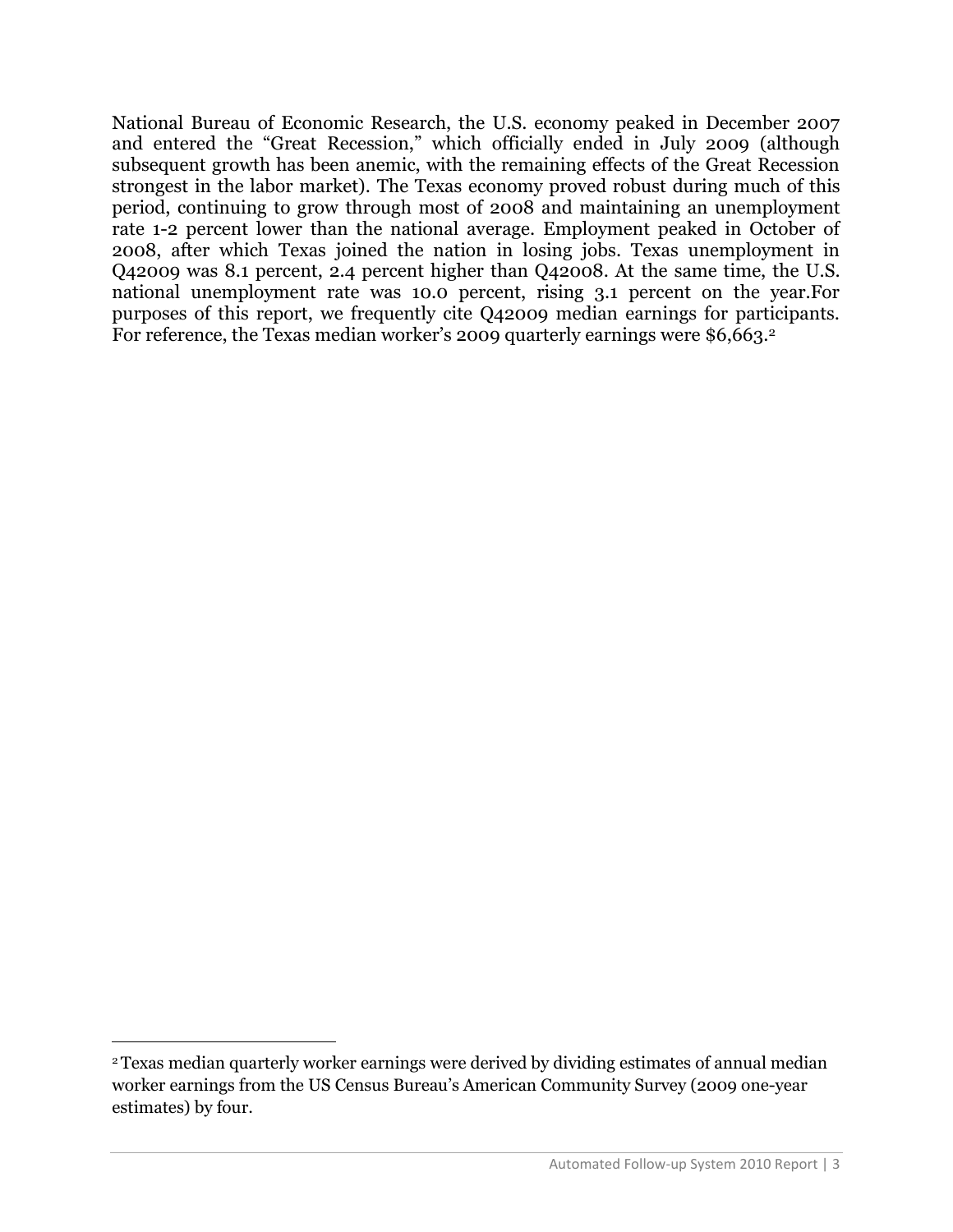National Bureau of Economic Research, the U.S. economy peaked in December 2007 and entered the "Great Recession," which officially ended in July 2009 (although subsequent growth has been anemic, with the remaining effects of the Great Recession strongest in the labor market). The Texas economy proved robust during much of this period, continuing to grow through most of 2008 and maintaining an unemployment rate 1-2 percent lower than the national average. Employment peaked in October of 2008, after which Texas joined the nation in losing jobs. Texas unemployment in Q42009 was 8.1 percent, 2.4 percent higher than Q42008. At the same time, the U.S. national unemployment rate was 10.0 percent, rising 3.1 percent on the year.For purposes of this report, we frequently cite Q42009 median earnings for participants. For reference, the Texas median worker's 2009 quarterly earnings were $6,663.[2]

---

[2] Texas median quarterly worker earnings were derived by dividing estimates of annual median worker earnings from the US Census Bureau's American Community Survey (2009 one-year estimates) by four.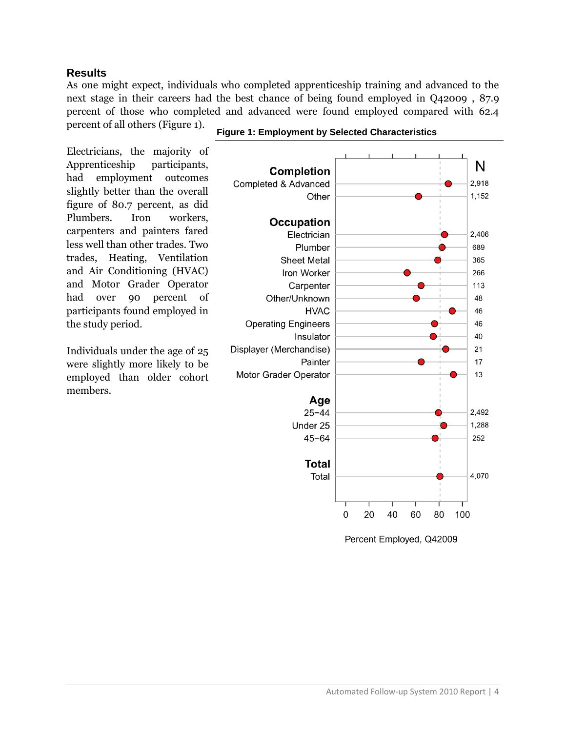## Results

As one might expect, individuals who completed apprenticeship training and advanced to the next stage in their careers had the best chance of being found employed in Q42009 , 87.9 percent of those who completed and advanced were found employed compared with 62.4 percent of all others (Figure 1).

Electricians, the majority of Apprenticeship participants, had employment outcomes slightly better than the overall figure of 80.7 percent, as did Plumbers. Iron workers, carpenters and painters fared less well than other trades. Two trades, Heating, Ventilation and Air Conditioning (HVAC) and Motor Grader Operator had over 90 percent of participants found employed in the study period.

Individuals under the age of 25 were slightly more likely to be employed than older cohort members.

**Figure 1: Employment by Selected Characteristics**

| Characteristic | N |
|---|---|
| **Completion** | |
| Completed & Advanced | 2,918 |
| Other | 1,152 |
| **Occupation** | |
| Electrician | 2,406 |
| Plumber | 689 |
| Sheet Metal | 365 |
| Iron Worker | 266 |
| Carpenter | 113 |
| Other/Unknown | 48 |
| HVAC | 46 |
| Operating Engineers | 46 |
| Insulator | 40 |
| Displayer (Merchandise) | 21 |
| Painter | 17 |
| Motor Grader Operator | 13 |
| **Age** | |
| 25−44 | 2,492 |
| Under 25 | 1,288 |
| 45−64 | 252 |
| **Total** | |
| Total | 4,070 |

Percent Employed, Q42009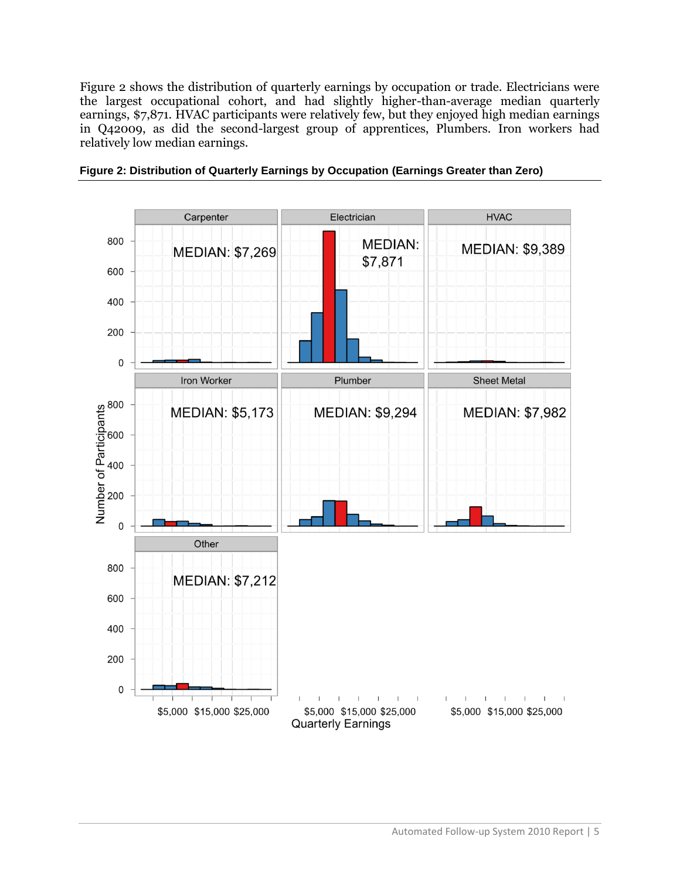Figure 2 shows the distribution of quarterly earnings by occupation or trade. Electricians were the largest occupational cohort, and had slightly higher-than-average median quarterly earnings, $7,871. HVAC participants were relatively few, but they enjoyed high median earnings in Q42009, as did the second-largest group of apprentices, Plumbers. Iron workers had relatively low median earnings.

**Figure 2: Distribution of Quarterly Earnings by Occupation (Earnings Greater than Zero)**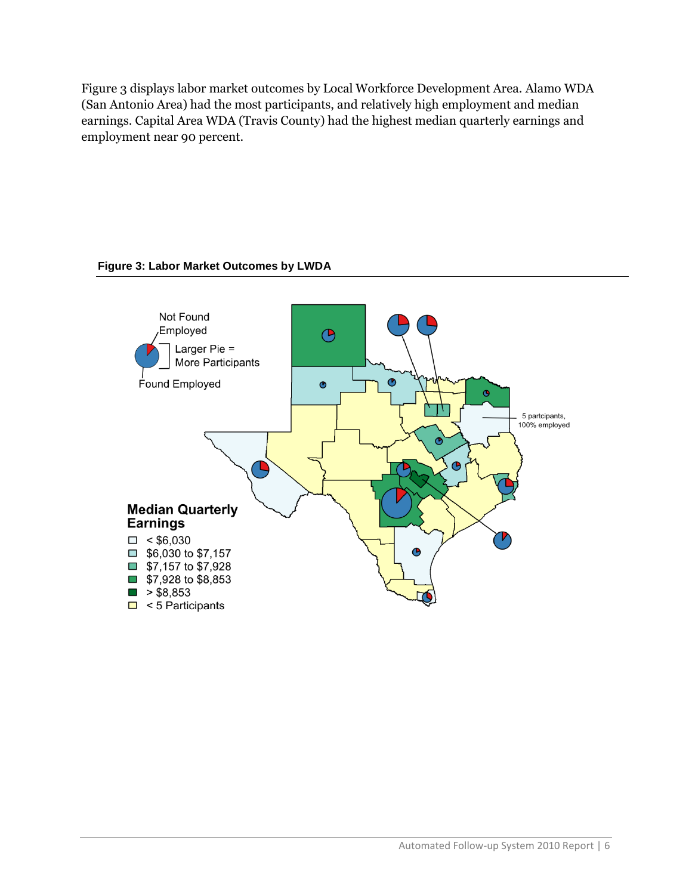Figure 3 displays labor market outcomes by Local Workforce Development Area. Alamo WDA (San Antonio Area) had the most participants, and relatively high employment and median earnings. Capital Area WDA (Travis County) had the highest median quarterly earnings and employment near 90 percent.

**Figure 3: Labor Market Outcomes by LWDA**

Not Found Employed

Larger Pie = More Participants

Found Employed

5 partcipants, 100% employed

**Median Quarterly Earnings**

- < $6,030
- $6,030 to $7,157
- $7,157 to $7,928
- $7,928 to $8,853
- > $8,853
- < 5 Participants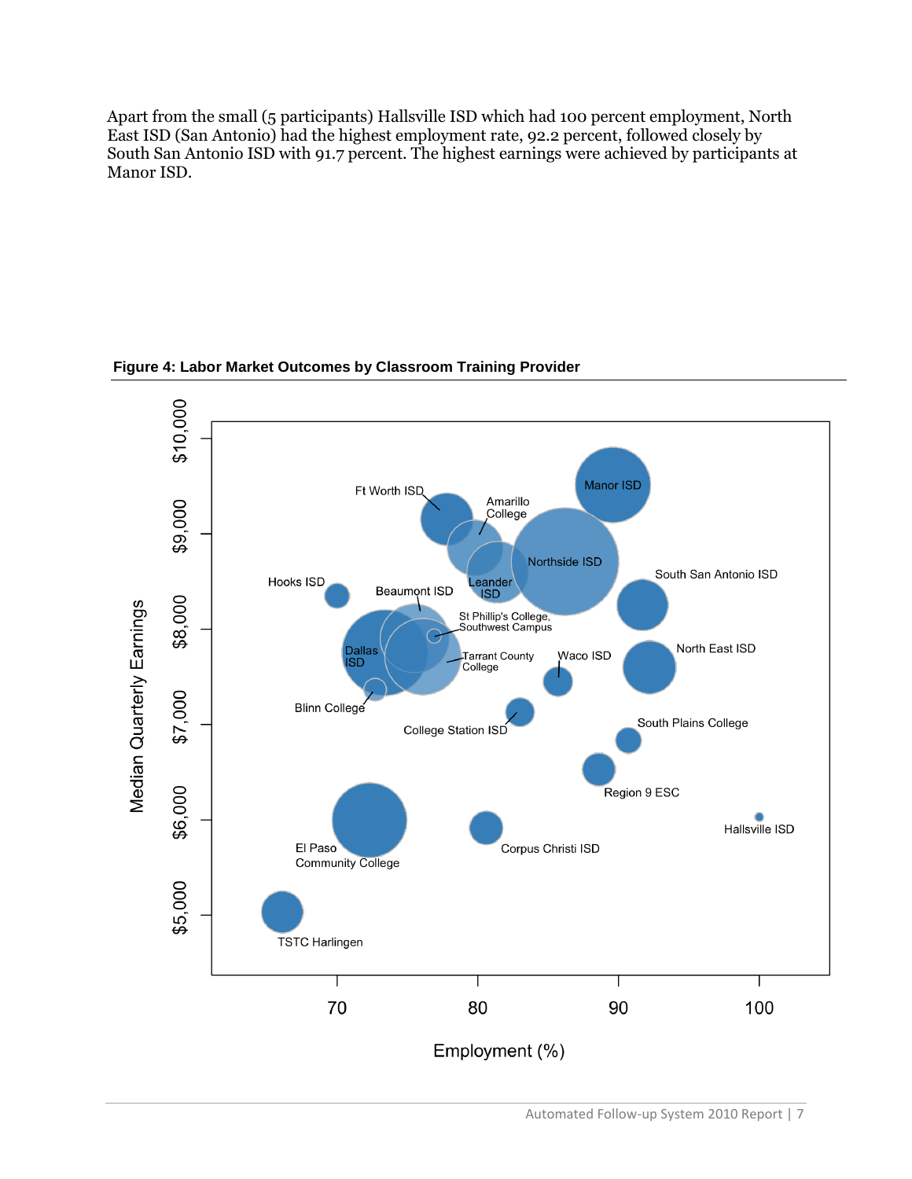Apart from the small (5 participants) Hallsville ISD which had 100 percent employment, North East ISD (San Antonio) had the highest employment rate, 92.2 percent, followed closely by South San Antonio ISD with 91.7 percent. The highest earnings were achieved by participants at Manor ISD.

**Figure 4: Labor Market Outcomes by Classroom Training Provider**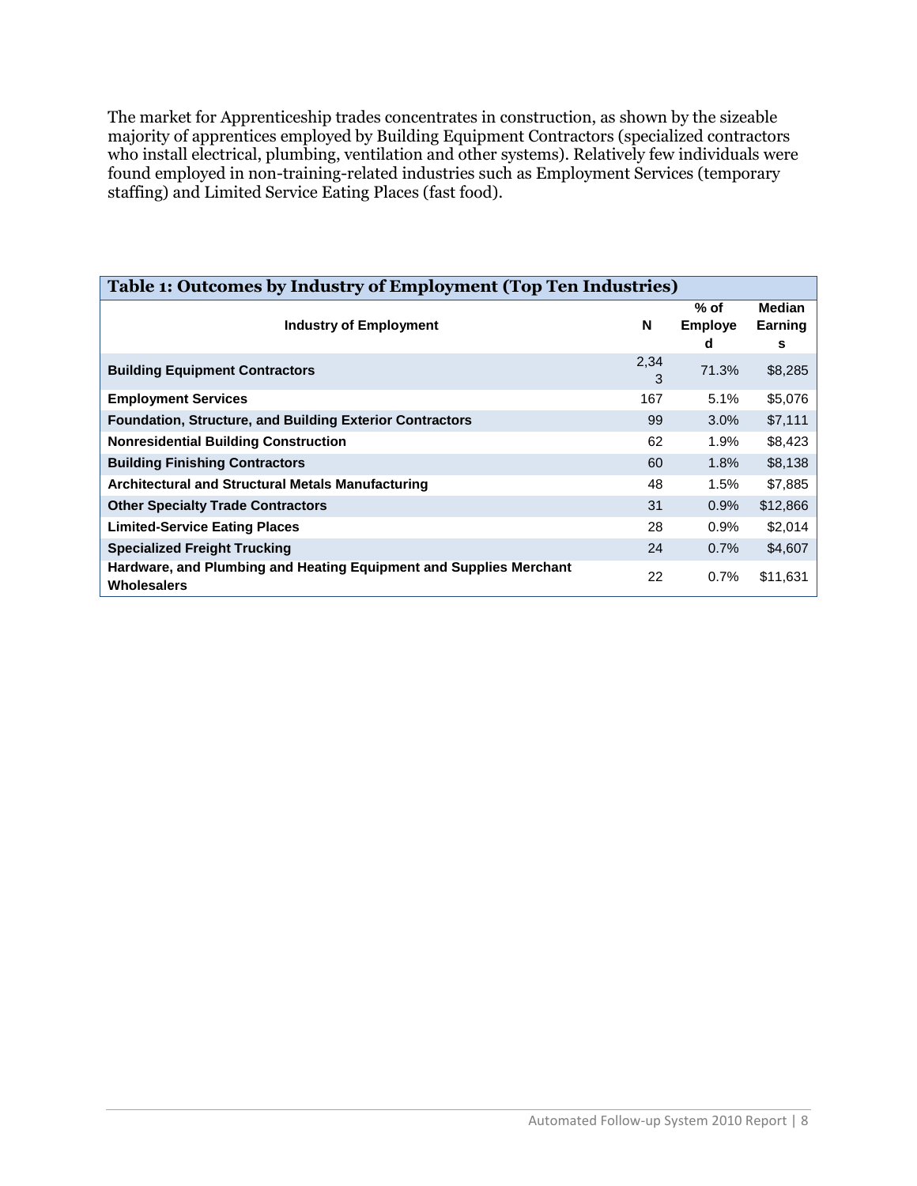The market for Apprenticeship trades concentrates in construction, as shown by the sizeable majority of apprentices employed by Building Equipment Contractors (specialized contractors who install electrical, plumbing, ventilation and other systems). Relatively few individuals were found employed in non-training-related industries such as Employment Services (temporary staffing) and Limited Service Eating Places (fast food).

**Table 1: Outcomes by Industry of Employment (Top Ten Industries)**

| Industry of Employment | N | % of Employed | Median Earnings |
|---|---|---|---|
| **Building Equipment Contractors** | 2,343 | 71.3% | $8,285 |
| **Employment Services** | 167 | 5.1% | $5,076 |
| **Foundation, Structure, and Building Exterior Contractors** | 99 | 3.0% | $7,111 |
| **Nonresidential Building Construction** | 62 | 1.9% | $8,423 |
| **Building Finishing Contractors** | 60 | 1.8% | $8,138 |
| **Architectural and Structural Metals Manufacturing** | 48 | 1.5% | $7,885 |
| **Other Specialty Trade Contractors** | 31 | 0.9% | $12,866 |
| **Limited-Service Eating Places** | 28 | 0.9% | $2,014 |
| **Specialized Freight Trucking** | 24 | 0.7% | $4,607 |
| **Hardware, and Plumbing and Heating Equipment and Supplies Merchant Wholesalers** | 22 | 0.7% | $11,631 |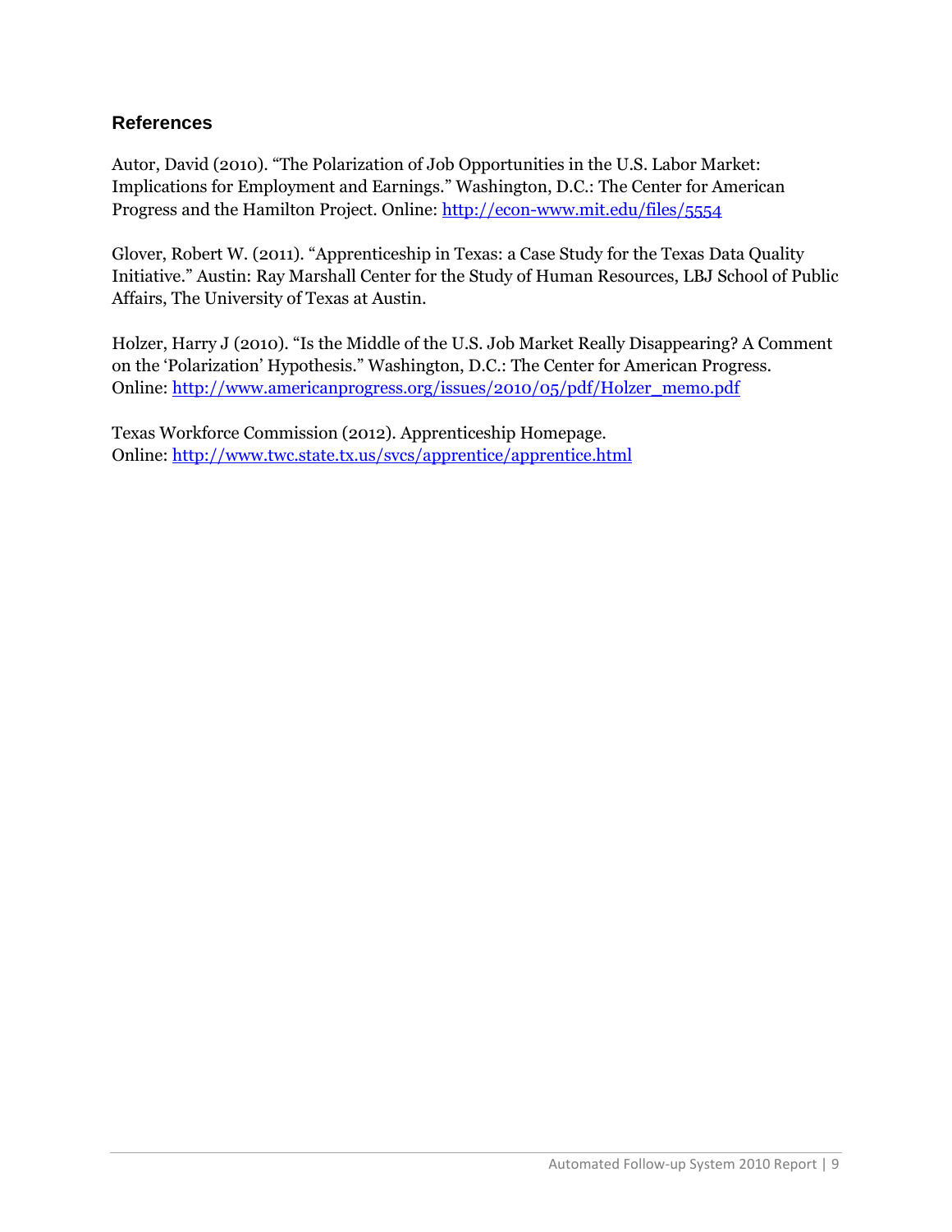## References

Autor, David (2010). "The Polarization of Job Opportunities in the U.S. Labor Market: Implications for Employment and Earnings." Washington, D.C.: The Center for American Progress and the Hamilton Project. Online: http://econ-www.mit.edu/files/5554

Glover, Robert W. (2011). "Apprenticeship in Texas: a Case Study for the Texas Data Quality Initiative." Austin: Ray Marshall Center for the Study of Human Resources, LBJ School of Public Affairs, The University of Texas at Austin.

Holzer, Harry J (2010). "Is the Middle of the U.S. Job Market Really Disappearing? A Comment on the 'Polarization' Hypothesis." Washington, D.C.: The Center for American Progress. Online: http://www.americanprogress.org/issues/2010/05/pdf/Holzer_memo.pdf

Texas Workforce Commission (2012). Apprenticeship Homepage. Online: http://www.twc.state.tx.us/svcs/apprentice/apprentice.html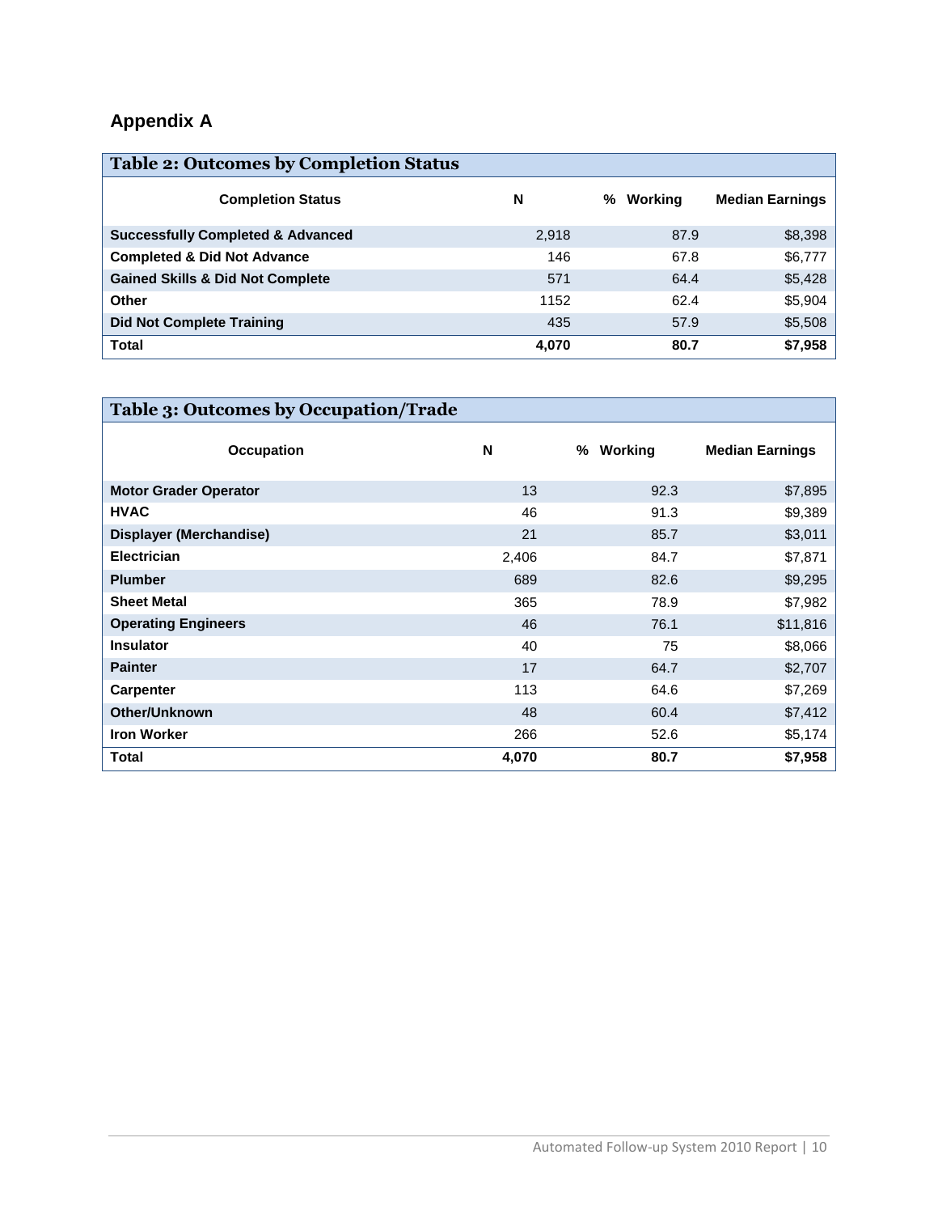## Appendix A

**Table 2: Outcomes by Completion Status**

| Completion Status | N | % Working | Median Earnings |
|---|---|---|---|
| **Successfully Completed & Advanced** | 2,918 | 87.9 | $8,398 |
| **Completed & Did Not Advance** | 146 | 67.8 | $6,777 |
| **Gained Skills & Did Not Complete** | 571 | 64.4 | $5,428 |
| **Other** | 1152 | 62.4 | $5,904 |
| **Did Not Complete Training** | 435 | 57.9 | $5,508 |
| **Total** | **4,070** | **80.7** | **$7,958** |

**Table 3: Outcomes by Occupation/Trade**

| Occupation | N | % Working | Median Earnings |
|---|---|---|---|
| **Motor Grader Operator** | 13 | 92.3 | $7,895 |
| **HVAC** | 46 | 91.3 | $9,389 |
| **Displayer (Merchandise)** | 21 | 85.7 | $3,011 |
| **Electrician** | 2,406 | 84.7 | $7,871 |
| **Plumber** | 689 | 82.6 | $9,295 |
| **Sheet Metal** | 365 | 78.9 | $7,982 |
| **Operating Engineers** | 46 | 76.1 | $11,816 |
| **Insulator** | 40 | 75 | $8,066 |
| **Painter** | 17 | 64.7 | $2,707 |
| **Carpenter** | 113 | 64.6 | $7,269 |
| **Other/Unknown** | 48 | 60.4 | $7,412 |
| **Iron Worker** | 266 | 52.6 | $5,174 |
| **Total** | **4,070** | **80.7** | **$7,958** |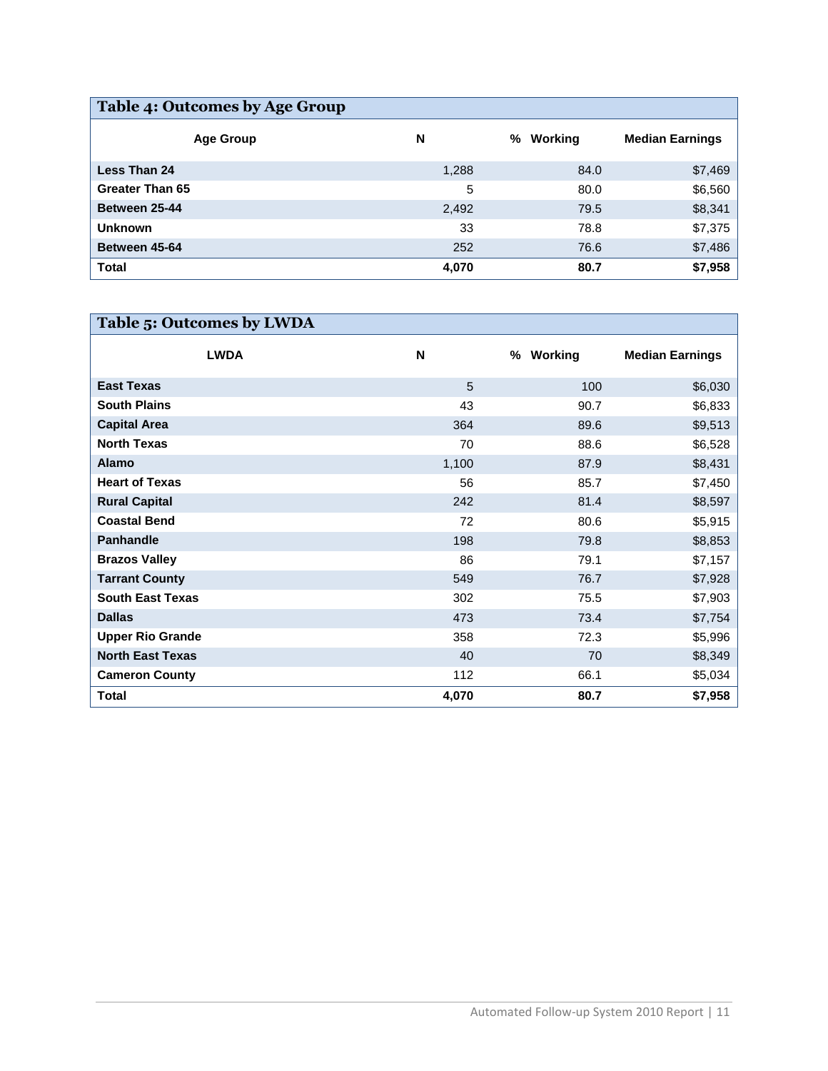## Table 4: Outcomes by Age Group

| Age Group | N | % Working | Median Earnings |
|---|---|---|---|
| **Less Than 24** | 1,288 | 84.0 | $7,469 |
| **Greater Than 65** | 5 | 80.0 | $6,560 |
| **Between 25-44** | 2,492 | 79.5 | $8,341 |
| **Unknown** | 33 | 78.8 | $7,375 |
| **Between 45-64** | 252 | 76.6 | $7,486 |
| **Total** | **4,070** | **80.7** | **$7,958** |

## Table 5: Outcomes by LWDA

| LWDA | N | % Working | Median Earnings |
|---|---|---|---|
| **East Texas** | 5 | 100 | $6,030 |
| **South Plains** | 43 | 90.7 | $6,833 |
| **Capital Area** | 364 | 89.6 | $9,513 |
| **North Texas** | 70 | 88.6 | $6,528 |
| **Alamo** | 1,100 | 87.9 | $8,431 |
| **Heart of Texas** | 56 | 85.7 | $7,450 |
| **Rural Capital** | 242 | 81.4 | $8,597 |
| **Coastal Bend** | 72 | 80.6 | $5,915 |
| **Panhandle** | 198 | 79.8 | $8,853 |
| **Brazos Valley** | 86 | 79.1 | $7,157 |
| **Tarrant County** | 549 | 76.7 | $7,928 |
| **South East Texas** | 302 | 75.5 | $7,903 |
| **Dallas** | 473 | 73.4 | $7,754 |
| **Upper Rio Grande** | 358 | 72.3 | $5,996 |
| **North East Texas** | 40 | 70 | $8,349 |
| **Cameron County** | 112 | 66.1 | $5,034 |
| **Total** | **4,070** | **80.7** | **$7,958** |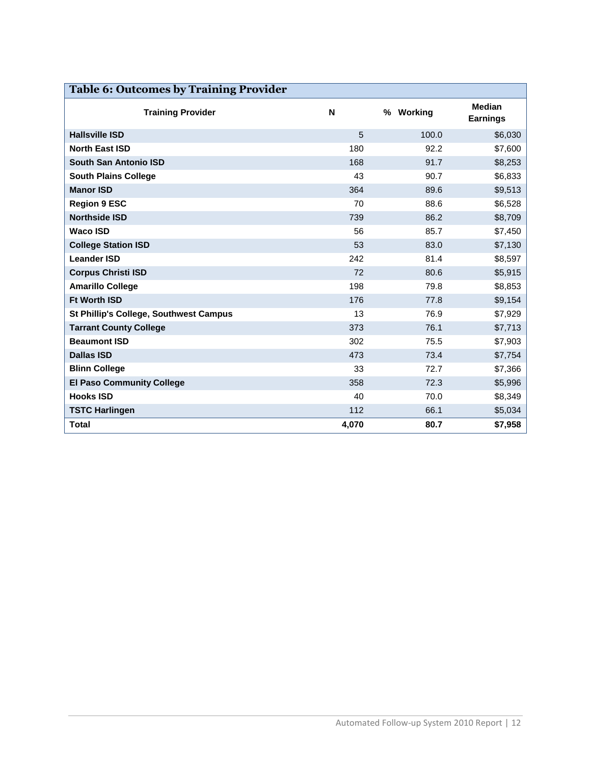**Table 6: Outcomes by Training Provider**

| Training Provider | N | % Working | Median Earnings |
|---|---|---|---|
| **Hallsville ISD** | 5 | 100.0 | $6,030 |
| **North East ISD** | 180 | 92.2 | $7,600 |
| **South San Antonio ISD** | 168 | 91.7 | $8,253 |
| **South Plains College** | 43 | 90.7 | $6,833 |
| **Manor ISD** | 364 | 89.6 | $9,513 |
| **Region 9 ESC** | 70 | 88.6 | $6,528 |
| **Northside ISD** | 739 | 86.2 | $8,709 |
| **Waco ISD** | 56 | 85.7 | $7,450 |
| **College Station ISD** | 53 | 83.0 | $7,130 |
| **Leander ISD** | 242 | 81.4 | $8,597 |
| **Corpus Christi ISD** | 72 | 80.6 | $5,915 |
| **Amarillo College** | 198 | 79.8 | $8,853 |
| **Ft Worth ISD** | 176 | 77.8 | $9,154 |
| **St Phillip's College, Southwest Campus** | 13 | 76.9 | $7,929 |
| **Tarrant County College** | 373 | 76.1 | $7,713 |
| **Beaumont ISD** | 302 | 75.5 | $7,903 |
| **Dallas ISD** | 473 | 73.4 | $7,754 |
| **Blinn College** | 33 | 72.7 | $7,366 |
| **El Paso Community College** | 358 | 72.3 | $5,996 |
| **Hooks ISD** | 40 | 70.0 | $8,349 |
| **TSTC Harlingen** | 112 | 66.1 | $5,034 |
| **Total** | **4,070** | **80.7** | **$7,958** |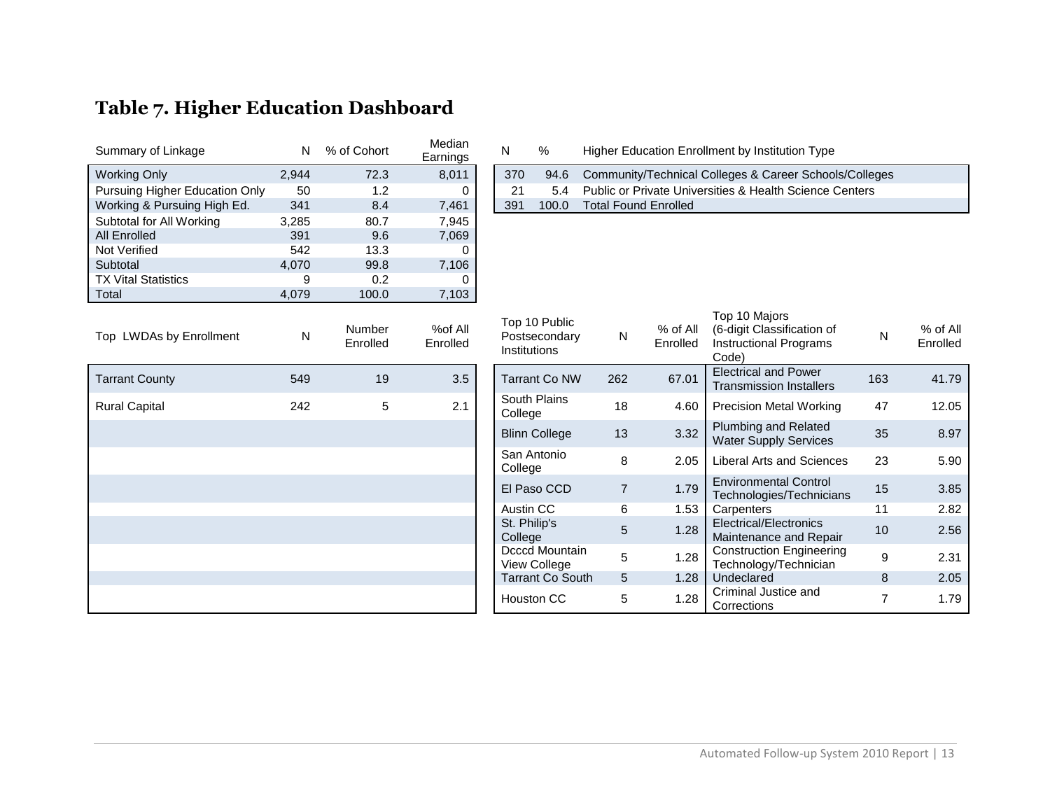## Table 7. Higher Education Dashboard

| Summary of Linkage | N | % of Cohort | Median Earnings |
|---|---|---|---|
| Working Only | 2,944 | 72.3 | 8,011 |
| Pursuing Higher Education Only | 50 | 1.2 | 0 |
| Working & Pursuing High Ed. | 341 | 8.4 | 7,461 |
| Subtotal for All Working | 3,285 | 80.7 | 7,945 |
| All Enrolled | 391 | 9.6 | 7,069 |
| Not Verified | 542 | 13.3 | 0 |
| Subtotal | 4,070 | 99.8 | 7,106 |
| TX Vital Statistics | 9 | 0.2 | 0 |
| Total | 4,079 | 100.0 | 7,103 |

| N | % | Higher Education Enrollment by Institution Type |
|---|---|---|
| 370 | 94.6 | Community/Technical Colleges & Career Schools/Colleges |
| 21 | 5.4 | Public or Private Universities & Health Science Centers |
| 391 | 100.0 | Total Found Enrolled |

| Top LWDAs by Enrollment | N | Number Enrolled | %of All Enrolled |
|---|---|---|---|
| Tarrant County | 549 | 19 | 3.5 |
| Rural Capital | 242 | 5 | 2.1 |

| Top 10 Public Postsecondary Institutions | N | % of All Enrolled | Top 10 Majors (6-digit Classification of Instructional Programs Code) | N | % of All Enrolled |
|---|---|---|---|---|---|
| Tarrant Co NW | 262 | 67.01 | Electrical and Power Transmission Installers | 163 | 41.79 |
| South Plains College | 18 | 4.60 | Precision Metal Working | 47 | 12.05 |
| Blinn College | 13 | 3.32 | Plumbing and Related Water Supply Services | 35 | 8.97 |
| San Antonio College | 8 | 2.05 | Liberal Arts and Sciences | 23 | 5.90 |
| El Paso CCD | 7 | 1.79 | Environmental Control Technologies/Technicians | 15 | 3.85 |
| Austin CC | 6 | 1.53 | Carpenters | 11 | 2.82 |
| St. Philip's College | 5 | 1.28 | Electrical/Electronics Maintenance and Repair | 10 | 2.56 |
| Dcccd Mountain View College | 5 | 1.28 | Construction Engineering Technology/Technician | 9 | 2.31 |
| Tarrant Co South | 5 | 1.28 | Undeclared | 8 | 2.05 |
| Houston CC | 5 | 1.28 | Criminal Justice and Corrections | 7 | 1.79 |